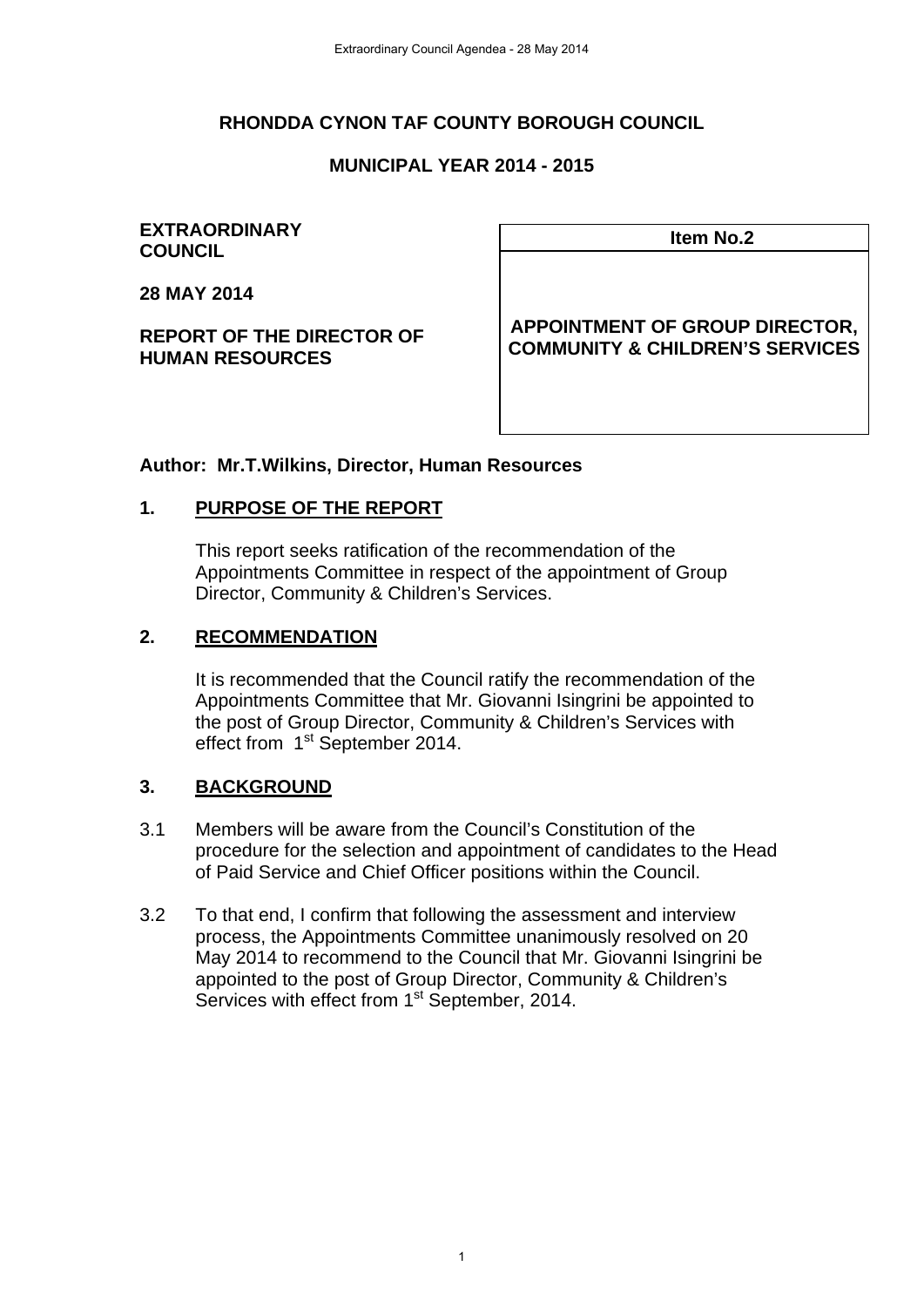**RHONDDA CYNON TAF COUNTY BOROUGH COUNCIL**

**MUNICIPAL YEAR 2014 - 2015**

**EXTRAORDINARY COUNCIL**

**28 MAY 2014**

**REPORT OF THE DIRECTOR OF HUMAN RESOURCES**

| Item No.2 |
|---|
| **APPOINTMENT OF GROUP DIRECTOR, COMMUNITY & CHILDREN'S SERVICES** |

**Author: Mr.T.Wilkins, Director, Human Resources**

## 1. PURPOSE OF THE REPORT

This report seeks ratification of the recommendation of the Appointments Committee in respect of the appointment of Group Director, Community & Children's Services.

## 2. RECOMMENDATION

It is recommended that the Council ratify the recommendation of the Appointments Committee that Mr. Giovanni Isingrini be appointed to the post of Group Director, Community & Children's Services with effect from 1st September 2014.

## 3. BACKGROUND

3.1 Members will be aware from the Council's Constitution of the procedure for the selection and appointment of candidates to the Head of Paid Service and Chief Officer positions within the Council.

3.2 To that end, I confirm that following the assessment and interview process, the Appointments Committee unanimously resolved on 20 May 2014 to recommend to the Council that Mr. Giovanni Isingrini be appointed to the post of Group Director, Community & Children's Services with effect from 1st September, 2014.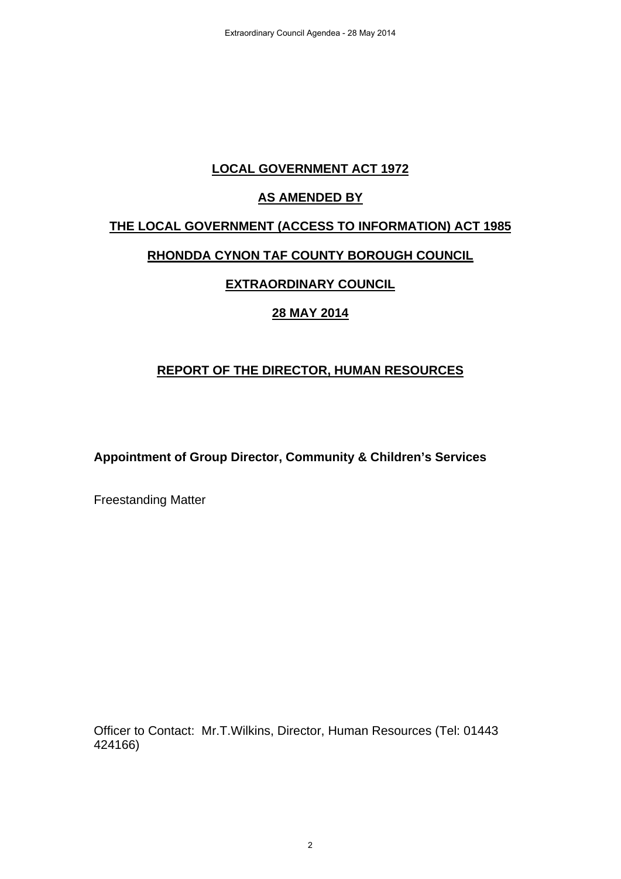**LOCAL GOVERNMENT ACT 1972**

**AS AMENDED BY**

**THE LOCAL GOVERNMENT (ACCESS TO INFORMATION) ACT 1985**

**RHONDDA CYNON TAF COUNTY BOROUGH COUNCIL**

**EXTRAORDINARY COUNCIL**

**28 MAY 2014**

**REPORT OF THE DIRECTOR, HUMAN RESOURCES**

**Appointment of Group Director, Community & Children's Services**

Freestanding Matter

Officer to Contact: Mr.T.Wilkins, Director, Human Resources (Tel: 01443 424166)